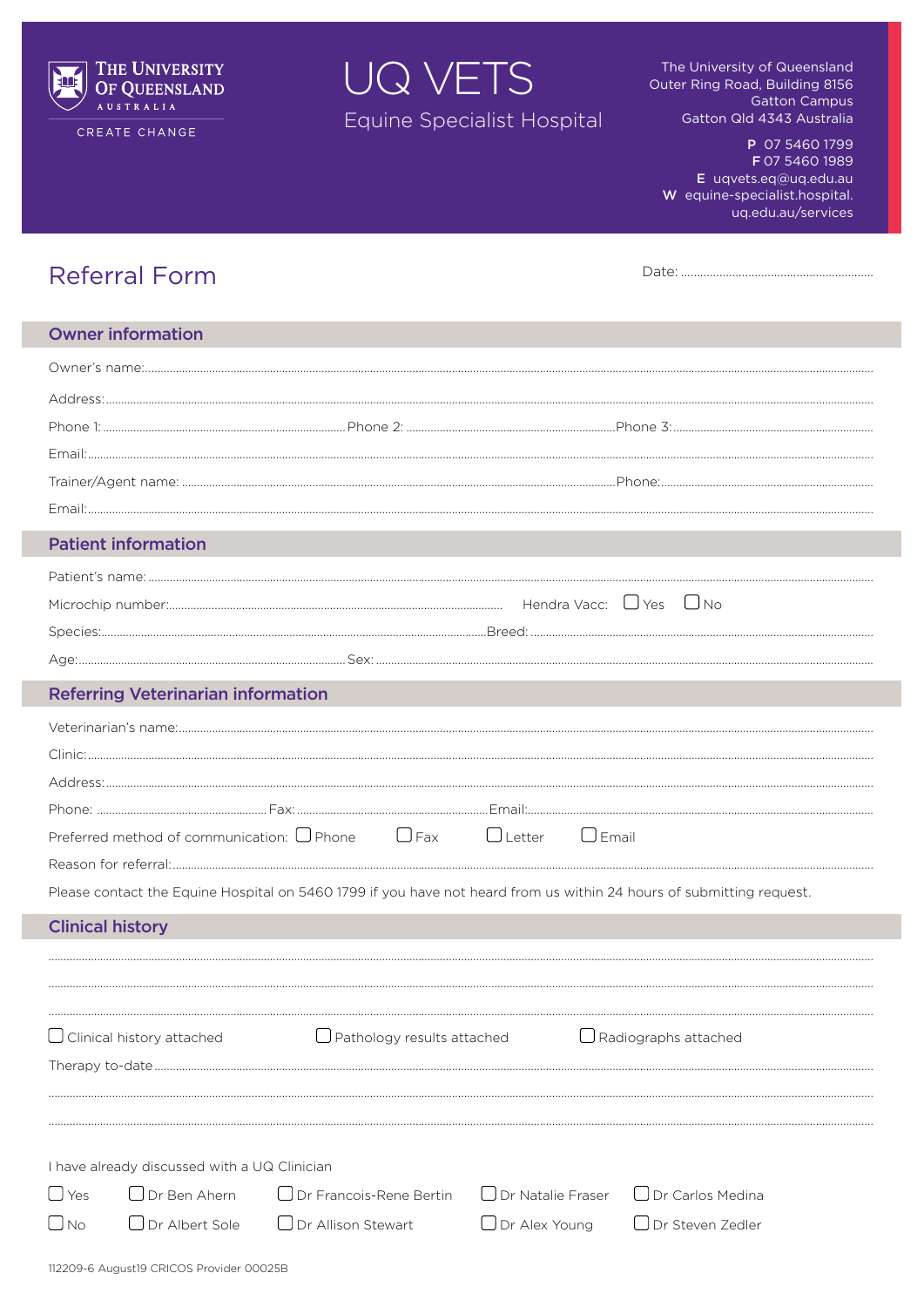THE UNIVERSITY OF QUEENSLAND
AUSTRALIA
CREATE CHANGE

# UQ VETS

Equine Specialist Hospital

The University of Queensland
Outer Ring Road, Building 8156
Gatton Campus
Gatton Qld 4343 Australia

**P** 07 5460 1799
**F** 07 5460 1989
**E** uqvets.eq@uq.edu.au
**W** equine-specialist.hospital.uq.edu.au/services

## Referral Form

Date: ..............................................................

### Owner information

Owner's name:..............................................................

Address:..............................................................

Phone 1:.............................. Phone 2:.............................. Phone 3:..............................

Email:..............................................................

Trainer/Agent name:.............................. Phone:..............................

Email:..............................................................

### Patient information

Patient's name:..............................................................

Microchip number:.............................. Hendra Vacc: ☐ Yes ☐ No

Species:.............................. Breed:..............................

Age:.............................. Sex:..............................

### Referring Veterinarian information

Veterinarian's name:..............................................................

Clinic:..............................................................

Address:..............................................................

Phone:.............................. Fax:.............................. Email:..............................

Preferred method of communication: ☐ Phone ☐ Fax ☐ Letter ☐ Email

Reason for referral:..............................................................

Please contact the Equine Hospital on 5460 1799 if you have not heard from us within 24 hours of submitting request.

### Clinical history

..............................................................

..............................................................

..............................................................

☐ Clinical history attached ☐ Pathology results attached ☐ Radiographs attached

Therapy to-date..............................................................

..............................................................

..............................................................

I have already discussed with a UQ Clinician

☐ Yes ☐ Dr Ben Ahern ☐ Dr Francois-Rene Bertin ☐ Dr Natalie Fraser ☐ Dr Carlos Medina

☐ No ☐ Dr Albert Sole ☐ Dr Allison Stewart ☐ Dr Alex Young ☐ Dr Steven Zedler

112209-6 August19 CRICOS Provider 00025B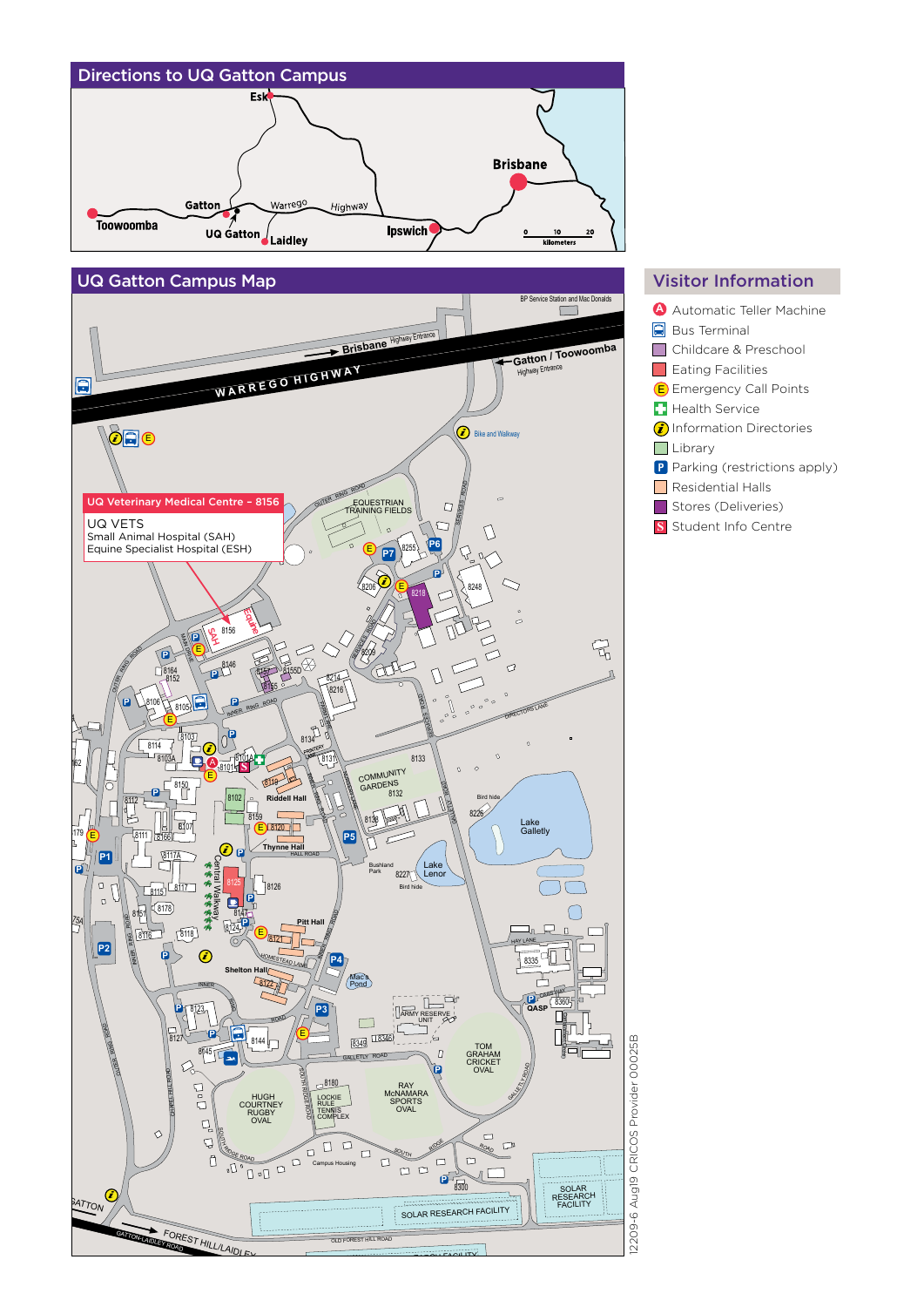## Directions to UQ Gatton Campus

Esk

Brisbane

Gatton

Toowoomba

UQ Gatton

Laidley

Warrego Highway

Ipswich

0 10 20

kilometers

## UQ Gatton Campus Map

BP Service Station and Mac Donalds

Brisbane Highway Entrance

Gatton / Toowoomba Highway Entrance

WARREGO HIGHWAY

Bike and Walkway

**UQ Veterinary Medical Centre – 8156**

UQ VETS
Small Animal Hospital (SAH)
Equine Specialist Hospital (ESH)

EQUESTRIAN TRAINING FIELDS

OUTER RING ROAD

SERVICES ROAD

P7

P6

8255

8206

8218

8248

8156

SAH

Equine

8209

8146

8164

8152

8157

8155D

8155

8214

8216

8106

8105

INNER RING ROAD

DIRECTORS LANE

8103

8134

8114

8103A

8131

8133

8101A

8101

COMMUNITY GARDENS

8132

8119

8150

8102

Riddell Hall

8112

8159

8120

8136

8107

8111

8166

Thynne Hall

HALL ROAD

P5

Lake Gallety

Bird hide

8226

8117A

Bushland Park

8227

Lake Lenor

Bird hide

P1

8115

8117

8125

8126

Central Walkway

8178

8147

8151

Pitt Hall

8116

8118

8124

8121

P2

HAY LANE

8335

Shelton Hall

HOMESTEAD LANE

P4

Mac's Pond

8122

INNER RING ROAD

CREST WAY

8360

QASP

8123

P3

ARMY RESERVE UNIT

8127

8144

8349

8346

8145

GALLETLY ROAD

TOM GRAHAM CRICKET OVAL

8180

HUGH COURTNEY RUGBY OVAL

LOCKIE RULE TENNIS COMPLEX

RAY McNAMARA SPORTS OVAL

SOUTH RIDGE ROAD

Campus Housing

8300

SOLAR RESEARCH FACILITY

SOLAR RESEARCH FACILITY

GATTON

FOREST HILL/LAIDLEY

GATTON-LAIDLEY ROAD

OLD FOREST HILL ROAD

## Visitor Information

- Automatic Teller Machine
- Bus Terminal
- Childcare & Preschool
- Eating Facilities
- Emergency Call Points
- Health Service
- Information Directories
- Library
- Parking (restrictions apply)
- Residential Halls
- Stores (Deliveries)
- Student Info Centre

12209-6 Aug19 CRICOS Provider 00025B